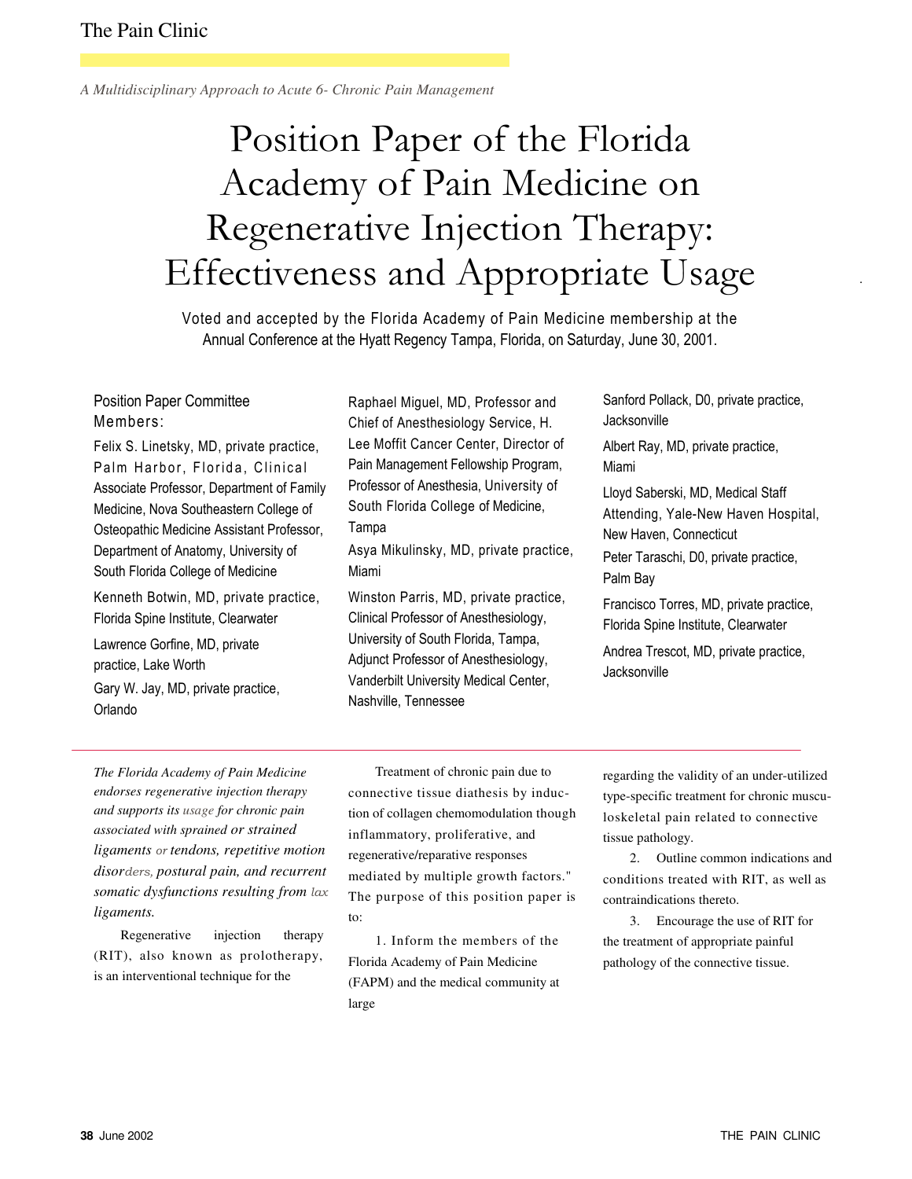*A Multidisciplinary Approach to Acute 6- Chronic Pain Management*

# Position Paper of the Florida Academy of Pain Medicine on Regenerative Injection Therapy: Effectiveness and Appropriate Usage

Voted and accepted by the Florida Academy of Pain Medicine membership at the Annual Conference at the Hyatt Regency Tampa, Florida, on Saturday, June 30, 2001.

**Position Paper Committee Members:**

Felix S. Linetsky, MD, private practice, Palm Harbor, Florida, Clinical Associate Professor, Department of Family Medicine, Nova Southeastern College of Osteopathic Medicine Assistant Professor, Department of Anatomy, University of South Florida College of Medicine

Kenneth Botwin, MD, private practice, Florida Spine Institute, Clearwater

Lawrence Gorfine, MD, private practice, Lake Worth

Gary W. Jay, MD, private practice, Orlando

Raphael Miguel, MD, Professor and Chief of Anesthesiology Service, H. Lee Moffit Cancer Center, Director of Pain Management Fellowship Program, Professor of Anesthesia, University of South Florida College of Medicine, Tampa

Asya Mikulinsky, MD, private practice, Miami

Winston Parris, MD, private practice, Clinical Professor of Anesthesiology, University of South Florida, Tampa, Adjunct Professor of Anesthesiology, Vanderbilt University Medical Center, Nashville, Tennessee

Sanford Pollack, D0, private practice, Jacksonville

Albert Ray, MD, private practice, Miami

Lloyd Saberski, MD, Medical Staff Attending, Yale-New Haven Hospital, New Haven, Connecticut

Peter Taraschi, D0, private practice, Palm Bay

Francisco Torres, MD, private practice, Florida Spine Institute, Clearwater

Andrea Trescot, MD, private practice, Jacksonville

---

*The Florida Academy of Pain Medicine endorses regenerative injection therapy and supports its usage for chronic pain associated with sprained or strained ligaments or tendons, repetitive motion disorders, postural pain, and recurrent somatic dysfunctions resulting from lax ligaments.*

Regenerative injection therapy (RIT), also known as prolotherapy, is an interventional technique for the Treatment of chronic pain due to connective tissue diathesis by induction of collagen chemomodulation though inflammatory, proliferative, and regenerative/reparative responses mediated by multiple growth factors." The purpose of this position paper is to:

1. Inform the members of the Florida Academy of Pain Medicine (FAPM) and the medical community at large regarding the validity of an under-utilized type-specific treatment for chronic musculoskeletal pain related to connective tissue pathology.
2. Outline common indications and conditions treated with RIT, as well as contraindications thereto.
3. Encourage the use of RIT for the treatment of appropriate painful pathology of the connective tissue.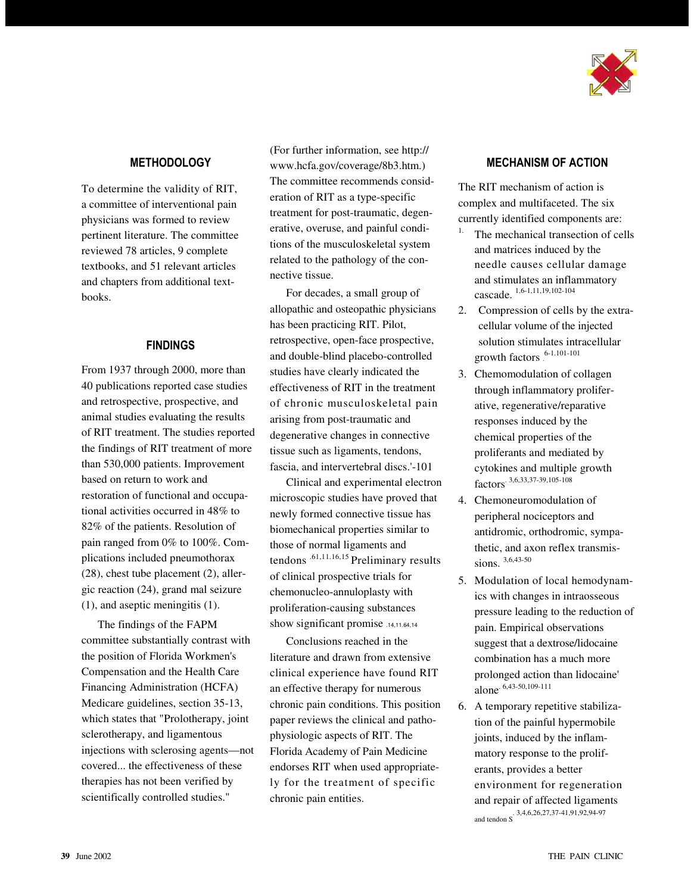## METHODOLOGY

To determine the validity of RIT, a committee of interventional pain physicians was formed to review pertinent literature. The committee reviewed 78 articles, 9 complete textbooks, and 51 relevant articles and chapters from additional textbooks.

## FINDINGS

From 1937 through 2000, more than 40 publications reported case studies and retrospective, prospective, and animal studies evaluating the results of RIT treatment. The studies reported the findings of RIT treatment of more than 530,000 patients. Improvement based on return to work and restoration of functional and occupational activities occurred in 48% to 82% of the patients. Resolution of pain ranged from 0% to 100%. Complications included pneumothorax (28), chest tube placement (2), allergic reaction (24), grand mal seizure (1), and aseptic meningitis (1).

The findings of the FAPM committee substantially contrast with the position of Florida Workmen's Compensation and the Health Care Financing Administration (HCFA) Medicare guidelines, section 35-13, which states that "Prolotherapy, joint sclerotherapy, and ligamentous injections with sclerosing agents—not covered... the effectiveness of these therapies has not been verified by scientifically controlled studies." (For further information, see http://www.hcfa.gov/coverage/8b3.htm.) The committee recommends consideration of RIT as a type-specific treatment for post-traumatic, degenerative, overuse, and painful conditions of the musculoskeletal system related to the pathology of the connective tissue.

For decades, a small group of allopathic and osteopathic physicians has been practicing RIT. Pilot, retrospective, open-face prospective, and double-blind placebo-controlled studies have clearly indicated the effectiveness of RIT in the treatment of chronic musculoskeletal pain arising from post-traumatic and degenerative changes in connective tissue such as ligaments, tendons, fascia, and intervertebral discs.'-101

Clinical and experimental electron microscopic studies have proved that newly formed connective tissue has biomechanical properties similar to those of normal ligaments and tendons[.61,11.16,15] Preliminary results of clinical prospective trials for chemonucleo-annuloplasty with proliferation-causing substances show significant promise[.14,11.64,14]

Conclusions reached in the literature and drawn from extensive clinical experience have found RIT an effective therapy for numerous chronic pain conditions. This position paper reviews the clinical and pathophysiologic aspects of RIT. The Florida Academy of Pain Medicine endorses RIT when used appropriately for the treatment of specific chronic pain entities.

## MECHANISM OF ACTION

The RIT mechanism of action is complex and multifaceted. The six currently identified components are:

1. The mechanical transection of cells and matrices induced by the needle causes cellular damage and stimulates an inflammatory cascade.[1,6-1,11,19,102-104]
2. Compression of cells by the extracellular volume of the injected solution stimulates intracellular growth factors[.6-1.101-101]
3. Chemomodulation of collagen through inflammatory proliferative, regenerative/reparative responses induced by the chemical properties of the proliferants and mediated by cytokines and multiple growth factors[.3,6,33,37-39,105-108]
4. Chemoneuromodulation of peripheral nociceptors and antidromic, orthodromic, sympathetic, and axon reflex transmissions.[3,6,43-50]
5. Modulation of local hemodynamics with changes in intraosseous pressure leading to the reduction of pain. Empirical observations suggest that a dextrose/lidocaine combination has a much more prolonged action than lidocaine' alone[.6,43-50,109-111]
6. A temporary repetitive stabilization of the painful hypermobile joints, induced by the inflammatory response to the proliferants, provides a better environment for regeneration and repair of affected ligaments and tendons[.3,4,6,26,27,37-41,91,92,94-97]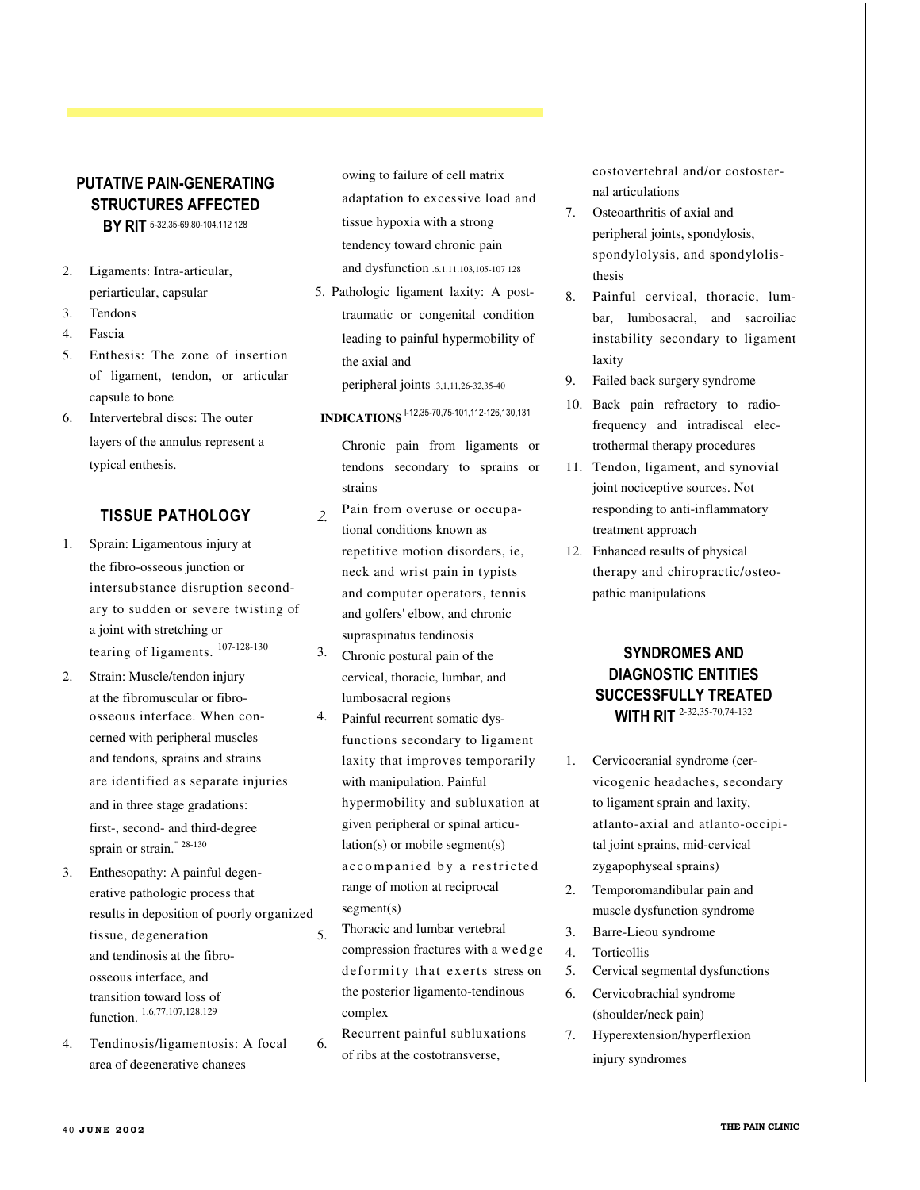## PUTATIVE PAIN-GENERATING STRUCTURES AFFECTED BY RIT [5-32,35-69,80-104,112 128]

2. Ligaments: Intra-articular, periarticular, capsular
3. Tendons
4. Fascia
5. Enthesis: The zone of insertion of ligament, tendon, or articular capsule to bone
6. Intervertebral discs: The outer layers of the annulus represent a typical enthesis.

## TISSUE PATHOLOGY

1. Sprain: Ligamentous injury at the fibro-osseous junction or intersubstance disruption secondary to sudden or severe twisting of a joint with stretching or tearing of ligaments. [107-128-130]
2. Strain: Muscle/tendon injury at the fibromuscular or fibro-osseous interface. When concerned with peripheral muscles and tendons, sprains and strains are identified as separate injuries and in three stage gradations: first-, second- and third-degree sprain or strain." [28-130]
3. Enthesopathy: A painful degenerative pathologic process that results in deposition of poorly organized tissue, degeneration and tendinosis at the fibro-osseous interface, and transition toward loss of function. [1.6,77,107,128,129]
4. Tendinosis/ligamentosis: A focal area of degenerative changes owing to failure of cell matrix adaptation to excessive load and tissue hypoxia with a strong tendency toward chronic pain and dysfunction [.6.1.11.103,105-107 128]
5. Pathologic ligament laxity: A post-traumatic or congenital condition leading to painful hypermobility of the axial and peripheral joints [.3,1,11,26-32,35-40]

## INDICATIONS [l-12,35-70,75-101,112-126,130,131]

Chronic pain from ligaments or tendons secondary to sprains or strains

2. Pain from overuse or occupational conditions known as repetitive motion disorders, ie, neck and wrist pain in typists and computer operators, tennis and golfers' elbow, and chronic supraspinatus tendinosis
3. Chronic postural pain of the cervical, thoracic, lumbar, and lumbosacral regions
4. Painful recurrent somatic dysfunctions secondary to ligament laxity that improves temporarily with manipulation. Painful hypermobility and subluxation at given peripheral or spinal articulation(s) or mobile segment(s) accompanied by a restricted range of motion at reciprocal segment(s)
5. Thoracic and lumbar vertebral compression fractures with a wedge deformity that exerts stress on the posterior ligamento-tendinous complex
6. Recurrent painful subluxations of ribs at the costotransverse, costovertebral and/or costosternal articulations
7. Osteoarthritis of axial and peripheral joints, spondylosis, spondylolysis, and spondylolisthesis
8. Painful cervical, thoracic, lumbar, lumbosacral, and sacroiliac instability secondary to ligament laxity
9. Failed back surgery syndrome
10. Back pain refractory to radiofrequency and intradiscal electrothermal therapy procedures
11. Tendon, ligament, and synovial joint nociceptive sources. Not responding to anti-inflammatory treatment approach
12. Enhanced results of physical therapy and chiropractic/osteopathic manipulations

## SYNDROMES AND DIAGNOSTIC ENTITIES SUCCESSFULLY TREATED WITH RIT [2-32,35-70,74-132]

1. Cervicocranial syndrome (cervicogenic headaches, secondary to ligament sprain and laxity, atlanto-axial and atlanto-occipital joint sprains, mid-cervical zygapophyseal sprains)
2. Temporomandibular pain and muscle dysfunction syndrome
3. Barre-Lieou syndrome
4. Torticollis
5. Cervical segmental dysfunctions
6. Cervicobrachial syndrome (shoulder/neck pain)
7. Hyperextension/hyperflexion injury syndromes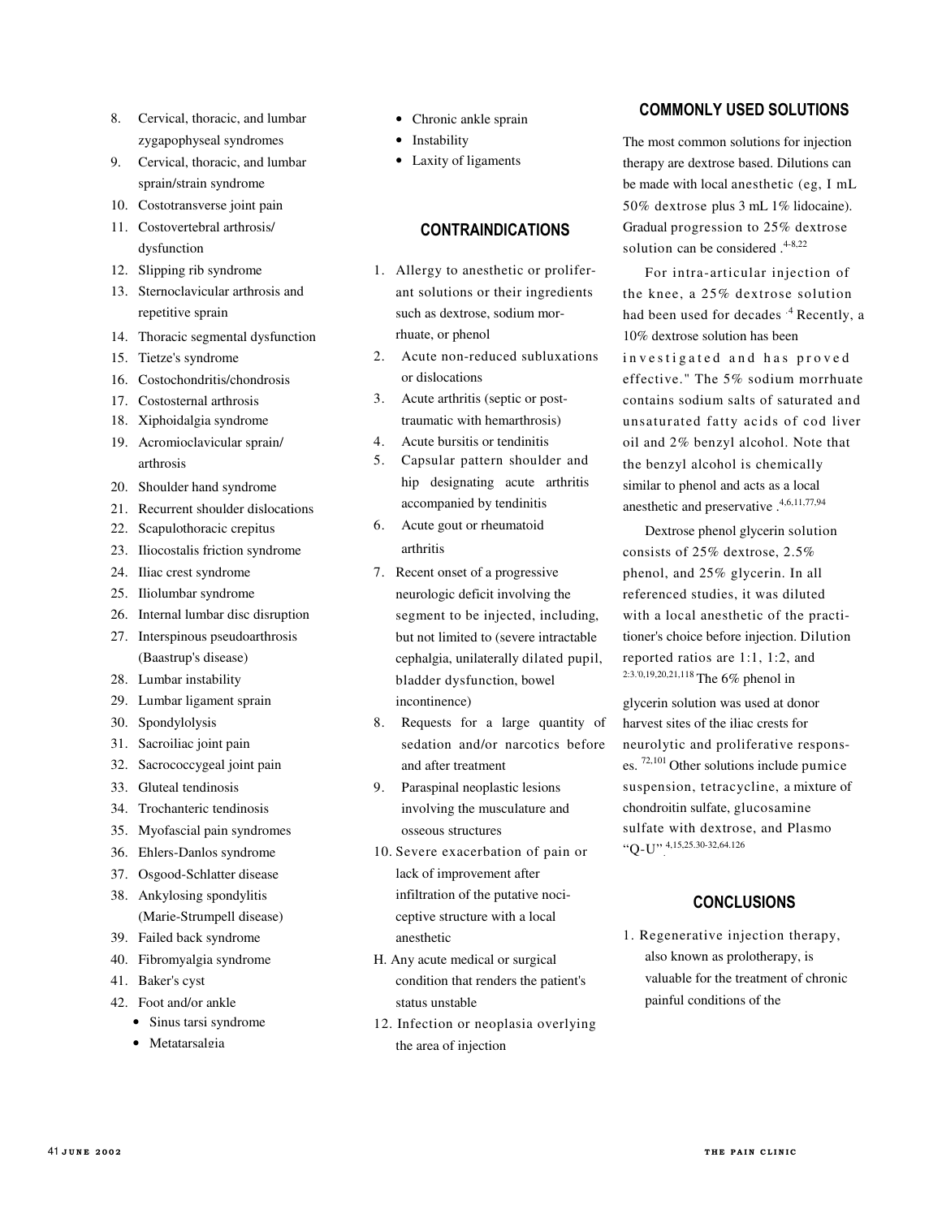8. Cervical, thoracic, and lumbar zygapophyseal syndromes
9. Cervical, thoracic, and lumbar sprain/strain syndrome
10. Costotransverse joint pain
11. Costovertebral arthrosis/ dysfunction
12. Slipping rib syndrome
13. Sternoclavicular arthrosis and repetitive sprain
14. Thoracic segmental dysfunction
15. Tietze's syndrome
16. Costochondritis/chondrosis
17. Costosternal arthrosis
18. Xiphoidalgia syndrome
19. Acromioclavicular sprain/ arthrosis
20. Shoulder hand syndrome
21. Recurrent shoulder dislocations
22. Scapulothoracic crepitus
23. Iliocostalis friction syndrome
24. Iliac crest syndrome
25. Iliolumbar syndrome
26. Internal lumbar disc disruption
27. Interspinous pseudoarthrosis (Baastrup's disease)
28. Lumbar instability
29. Lumbar ligament sprain
30. Spondylolysis
31. Sacroiliac joint pain
32. Sacrococcygeal joint pain
33. Gluteal tendinosis
34. Trochanteric tendinosis
35. Myofascial pain syndromes
36. Ehlers-Danlos syndrome
37. Osgood-Schlatter disease
38. Ankylosing spondylitis (Marie-Strumpell disease)
39. Failed back syndrome
40. Fibromyalgia syndrome
41. Baker's cyst
42. Foot and/or ankle
    - Sinus tarsi syndrome
    - Metatarsalgia
    - Chronic ankle sprain
    - Instability
    - Laxity of ligaments

## CONTRAINDICATIONS

1. Allergy to anesthetic or proliferant solutions or their ingredients such as dextrose, sodium morrhuate, or phenol
2. Acute non-reduced subluxations or dislocations
3. Acute arthritis (septic or post-traumatic with hemarthrosis)
4. Acute bursitis or tendinitis
5. Capsular pattern shoulder and hip designating acute arthritis accompanied by tendinitis
6. Acute gout or rheumatoid arthritis
7. Recent onset of a progressive neurologic deficit involving the segment to be injected, including, but not limited to (severe intractable cephalgia, unilaterally dilated pupil, bladder dysfunction, bowel incontinence)
8. Requests for a large quantity of sedation and/or narcotics before and after treatment
9. Paraspinal neoplastic lesions involving the musculature and osseous structures
10. Severe exacerbation of pain or lack of improvement after infiltration of the putative nociceptive structure with a local anesthetic

H. Any acute medical or surgical condition that renders the patient's status unstable

12. Infection or neoplasia overlying the area of injection

## COMMONLY USED SOLUTIONS

The most common solutions for injection therapy are dextrose based. Dilutions can be made with local anesthetic (eg, I mL 50% dextrose plus 3 mL 1% lidocaine). Gradual progression to 25% dextrose solution can be considered .[4-8,22]

For intra-articular injection of the knee, a 25% dextrose solution had been used for decades .[4] Recently, a 10% dextrose solution has been investigated and has proved effective." The 5% sodium morrhuate contains sodium salts of saturated and unsaturated fatty acids of cod liver oil and 2% benzyl alcohol. Note that the benzyl alcohol is chemically similar to phenol and acts as a local anesthetic and preservative .[4,6,11,77,94]

Dextrose phenol glycerin solution consists of 25% dextrose, 2.5% phenol, and 25% glycerin. In all referenced studies, it was diluted with a local anesthetic of the practitioner's choice before injection. Dilution reported ratios are 1:1, 1:2, and 2:3.[0,19,20,21,118] The 6% phenol in glycerin solution was used at donor harvest sites of the iliac crests for neurolytic and proliferative responses. [72,101] Other solutions include pumice suspension, tetracycline, a mixture of chondroitin sulfate, glucosamine sulfate with dextrose, and Plasmo "Q-U".[4,15,25,30-32,64,126]

## CONCLUSIONS

1. Regenerative injection therapy, also known as prolotherapy, is valuable for the treatment of chronic painful conditions of the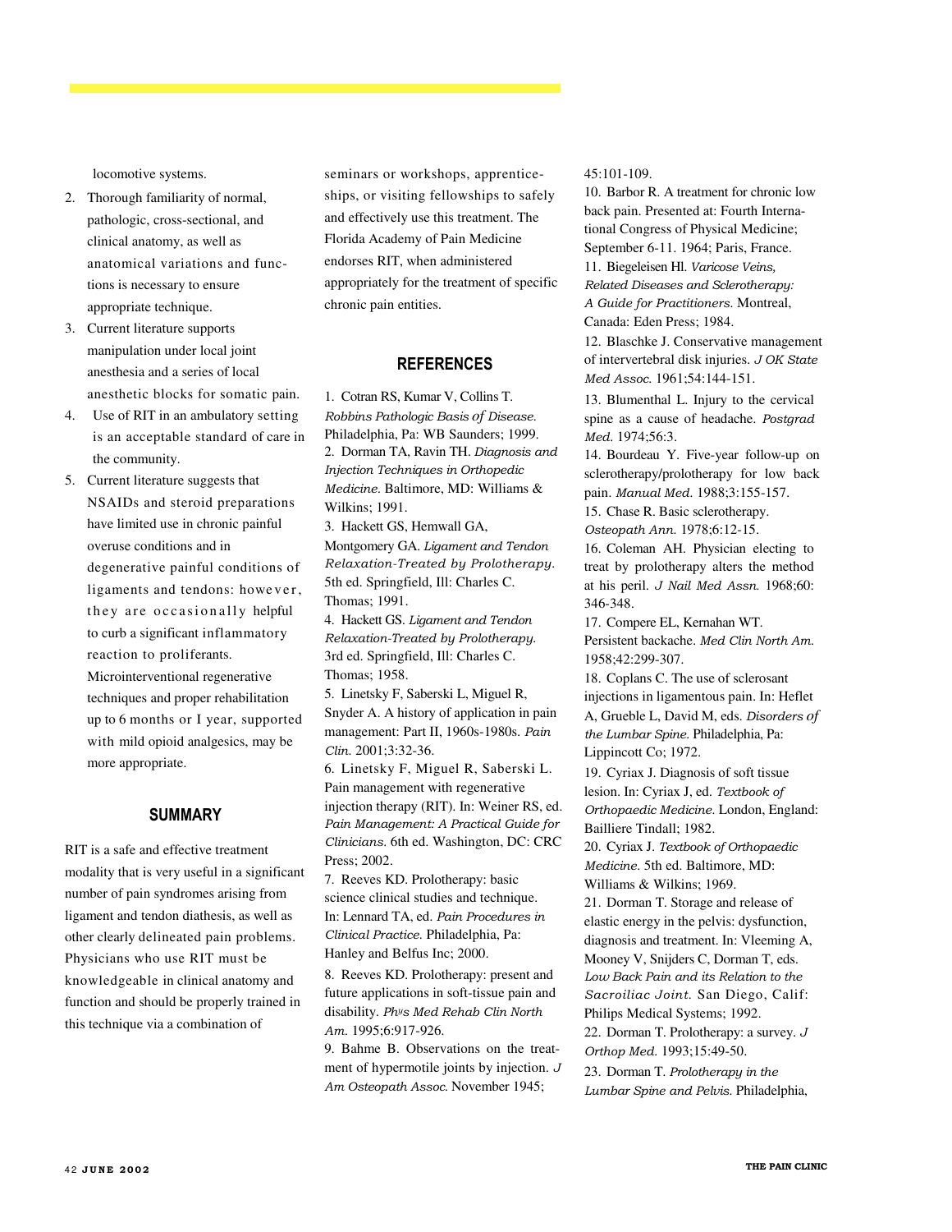locomotive systems.

2. Thorough familiarity of normal, pathologic, cross-sectional, and clinical anatomy, as well as anatomical variations and functions is necessary to ensure appropriate technique.
3. Current literature supports manipulation under local joint anesthesia and a series of local anesthetic blocks for somatic pain.
4. Use of RIT in an ambulatory setting is an acceptable standard of care in the community.
5. Current literature suggests that NSAIDs and steroid preparations have limited use in chronic painful overuse conditions and in degenerative painful conditions of ligaments and tendons: however, they are occasionally helpful to curb a significant inflammatory reaction to proliferants. Microinterventional regenerative techniques and proper rehabilitation up to 6 months or I year, supported with mild opioid analgesics, may be more appropriate.

## SUMMARY

RIT is a safe and effective treatment modality that is very useful in a significant number of pain syndromes arising from ligament and tendon diathesis, as well as other clearly delineated pain problems. Physicians who use RIT must be knowledgeable in clinical anatomy and function and should be properly trained in this technique via a combination of seminars or workshops, apprenticeships, or visiting fellowships to safely and effectively use this treatment. The Florida Academy of Pain Medicine endorses RIT, when administered appropriately for the treatment of specific chronic pain entities.

## REFERENCES

1. Cotran RS, Kumar V, Collins T. *Robbins Pathologic Basis of Disease.* Philadelphia, Pa: WB Saunders; 1999.
2. Dorman TA, Ravin TH. *Diagnosis and Injection Techniques in Orthopedic Medicine.* Baltimore, MD: Williams & Wilkins; 1991.
3. Hackett GS, Hemwall GA, Montgomery GA. *Ligament and Tendon Relaxation-Treated by Prolotherapy.* 5th ed. Springfield, Ill: Charles C. Thomas; 1991.
4. Hackett GS. *Ligament and Tendon Relaxation-Treated by Prolotherapy.* 3rd ed. Springfield, Ill: Charles C. Thomas; 1958.
5. Linetsky F, Saberski L, Miguel R, Snyder A. A history of application in pain management: Part II, 1960s-1980s. *Pain Clin.* 2001;3:32-36.
6. Linetsky F, Miguel R, Saberski L. Pain management with regenerative injection therapy (RIT). In: Weiner RS, ed. *Pain Management: A Practical Guide for Clinicians.* 6th ed. Washington, DC: CRC Press; 2002.
7. Reeves KD. Prolotherapy: basic science clinical studies and technique. In: Lennard TA, ed. *Pain Procedures in Clinical Practice.* Philadelphia, Pa: Hanley and Belfus Inc; 2000.
8. Reeves KD. Prolotherapy: present and future applications in soft-tissue pain and disability. *Phys Med Rehab Clin North Am.* 1995;6:917-926.
9. Bahme B. Observations on the treatment of hypermotile joints by injection. *J Am Osteopath Assoc.* November 1945; 45:101-109.
10. Barbor R. A treatment for chronic low back pain. Presented at: Fourth International Congress of Physical Medicine; September 6-11. 1964; Paris, France.
11. Biegeleisen Hl. *Varicose Veins, Related Diseases and Sclerotherapy: A Guide for Practitioners.* Montreal, Canada: Eden Press; 1984.
12. Blaschke J. Conservative management of intervertebral disk injuries. *J OK State Med Assoc.* 1961;54:144-151.
13. Blumenthal L. Injury to the cervical spine as a cause of headache. *Postgrad Med.* 1974;56:3.
14. Bourdeau Y. Five-year follow-up on sclerotherapy/prolotherapy for low back pain. *Manual Med.* 1988;3:155-157.
15. Chase R. Basic sclerotherapy. *Osteopath Ann.* 1978;6:12-15.
16. Coleman AH. Physician electing to treat by prolotherapy alters the method at his peril. *J Nail Med Assn.* 1968;60: 346-348.
17. Compere EL, Kernahan WT. Persistent backache. *Med Clin North Am.* 1958;42:299-307.
18. Coplans C. The use of sclerosant injections in ligamentous pain. In: Heflet A, Grueble L, David M, eds. *Disorders of the Lumbar Spine.* Philadelphia, Pa: Lippincott Co; 1972.
19. Cyriax J. Diagnosis of soft tissue lesion. In: Cyriax J, ed. *Textbook of Orthopaedic Medicine.* London, England: Bailliere Tindall; 1982.
20. Cyriax J. *Textbook of Orthopaedic Medicine.* 5th ed. Baltimore, MD: Williams & Wilkins; 1969.
21. Dorman T. Storage and release of elastic energy in the pelvis: dysfunction, diagnosis and treatment. In: Vleeming A, Mooney V, Snijders C, Dorman T, eds. *Low Back Pain and its Relation to the Sacroiliac Joint.* San Diego, Calif: Philips Medical Systems; 1992.
22. Dorman T. Prolotherapy: a survey. *J Orthop Med.* 1993;15:49-50.
23. Dorman T. *Prolotherapy in the Lumbar Spine and Pelvis.* Philadelphia,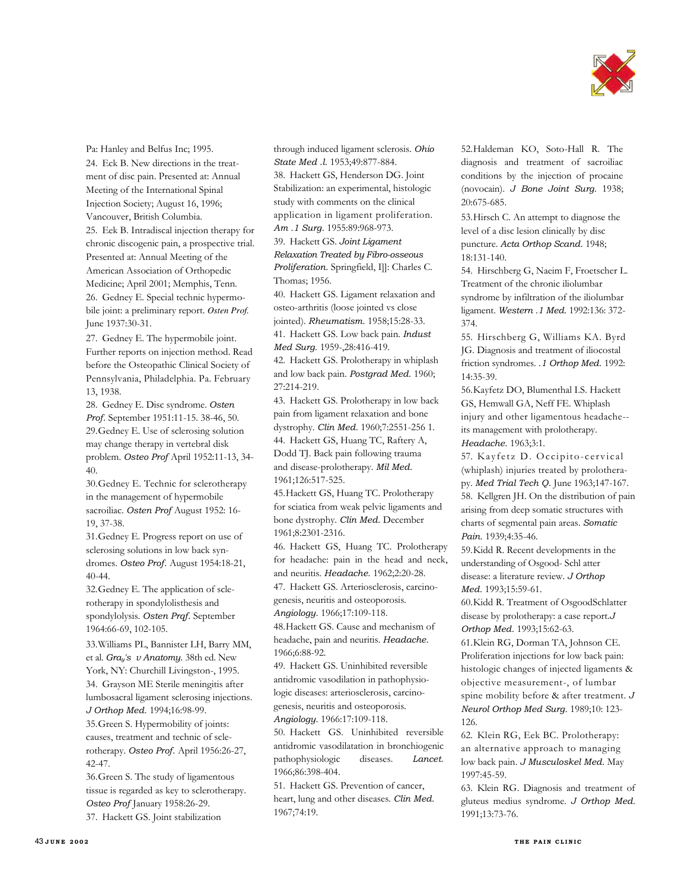Pa: Hanley and Belfus Inc; 1995.

24. Eck B. New directions in the treatment of disc pain. Presented at: Annual Meeting of the International Spinal Injection Society; August 16, 1996; Vancouver, British Columbia.

25. Eek B. Intradiscal injection therapy for chronic discogenic pain, a prospective trial. Presented at: Annual Meeting of the American Association of Orthopedic Medicine; April 2001; Memphis, Tenn.

26. Gedney E. Special technic hypermobile joint: a preliminary report. *Osten Prof.* June 1937:30-31.

27. Gedney E. The hypermobile joint. Further reports on injection method. Read before the Osteopathic Clinical Society of Pennsylvania, Philadelphia. Pa. February 13, 1938.

28. Gedney E. Disc syndrome. *Osten Prof.* September 1951:11-15. 38-46, 50.

29. Gedney E. Use of sclerosing solution may change therapy in vertebral disk problem. *Osteo Prof* April 1952:11-13, 34-40.

30. Gedney E. Technic for sclerotherapy in the management of hypermobile sacroiliac. *Osten Prof* August 1952: 16-19, 37-38.

31. Gedney E. Progress report on use of sclerosing solutions in low back syndromes. *Osteo Prof.* August 1954:18-21, 40-44.

32. Gedney E. The application of sclerotherapy in spondylolisthesis and spondylolysis. *Osten Praf.* September 1964:66-69, 102-105.

33. Williams PL, Bannister LH, Barry MM, et al. *Gray's v Anatomy.* 38th ed. New York, NY: Churchill Livingston-, 1995.

34. Grayson ME Sterile meningitis after lumbosacral ligament sclerosing injections. *J Orthop Med.* 1994;16:98-99.

35. Green S. Hypermobility of joints: causes, treatment and technic of sclerotherapy. *Osteo Prof.* April 1956:26-27, 42-47.

36. Green S. The study of ligamentous tissue is regarded as key to sclerotherapy. *Osteo Prof* January 1958:26-29.

37. Hackett GS. Joint stabilization through induced ligament sclerosis. *Ohio State Med .l.* 1953;49:877-884.

38. Hackett GS, Henderson DG. Joint Stabilization: an experimental, histologic study with comments on the clinical application in ligament proliferation. *Am .1 Surg.* 1955:89:968-973.

39. Hackett GS. *Joint Ligament Relaxation Treated by Fibro-osseous Proliferation.* Springfield, I]]: Charles C. Thomas; 1956.

40. Hackett GS. Ligament relaxation and osteo-arthritis (loose jointed vs close jointed). *Rheumatism.* 1958;15:28-33.

41. Hackett GS. Low back pain. *Indust Med Surg.* 1959-,28:416-419.

42. Hackett GS. Prolotherapy in whiplash and low back pain. *Postgrad Med.* 1960; 27:214-219.

43. Hackett GS. Prolotherapy in low back pain from ligament relaxation and bone dystrophy. *Clin Med.* 1960;7:2551-256 1.

44. Hackett GS, Huang TC, Raftery A, Dodd TJ. Back pain following trauma and disease-prolotherapy. *Mil Med.* 1961;126:517-525.

45. Hackett GS, Huang TC. Prolotherapy for sciatica from weak pelvic ligaments and bone dystrophy. *Clin Med.* December 1961;8:2301-2316.

46. Hackett GS, Huang TC. Prolotherapy for headache: pain in the head and neck, and neuritis. *Headache.* 1962;2:20-28.

47. Hackett GS. Arteriosclerosis, carcinogenesis, neuritis and osteoporosis. *Angiology.* 1966;17:109-118.

48. Hackett GS. Cause and mechanism of headache, pain and neuritis. *Headache.* 1966;6:88-92.

49. Hackett GS. Uninhibited reversible antidromic vasodilation in pathophysiologic diseases: arteriosclerosis, carcinogenesis, neuritis and osteoporosis. *Angiology.* 1966:17:109-118.

50. Hackett GS. Uninhibited reversible antidromic vasodilatation in bronchiogenic pathophysiologic diseases. *Lancet.* 1966;86:398-404.

51. Hackett GS. Prevention of cancer, heart, lung and other diseases. *Clin Med.* 1967;74:19.

52. Haldeman KO, Soto-Hall R. The diagnosis and treatment of sacroiliac conditions by the injection of procaine (novocain). *J Bone Joint Surg.* 1938; 20:675-685.

53. Hirsch C. An attempt to diagnose the level of a disc lesion clinically by disc puncture. *Acta Orthop Scand.* 1948; 18:131-140.

54. Hirschberg G, Naeim F, Froetscher L. Treatment of the chronic iliolumbar syndrome by infiltration of the iliolumbar ligament. *Western .1 Med.* 1992:136: 372-374.

55. Hirschberg G, Williams KA. Byrd JG. Diagnosis and treatment of iliocostal friction syndromes. *.1 Orthop Med.* 1992: 14:35-39.

56. Kayfetz DO, Blumenthal I.S. Hackett GS, Hemwall GA, Neff FE. Whiplash injury and other ligamentous headache--its management with prolotherapy. *Headache.* 1963;3:1.

57. Kayfetz D. Occipito-cervical (whiplash) injuries treated by prolotherapy. *Med Trial Tech Q.* June 1963;147-167.

58. Kellgren JH. On the distribution of pain arising from deep somatic structures with charts of segmental pain areas. *Somatic Pain.* 1939;4:35-46.

59. Kidd R. Recent developments in the understanding of Osgood- Schl atter disease: a literature review. *J Orthop Med.* 1993;15:59-61.

60. Kidd R. Treatment of OsgoodSchlatter disease by prolotherapy: a case report. *J Orthop Med.* 1993;15:62-63.

61. Klein RG, Dorman TA, Johnson CE. Proliferation injections for low back pain: histologic changes of injected ligaments & objective measurement-, of lumbar spine mobility before & after treatment. *J Neurol Orthop Med Surg.* 1989;10: 123-126.

62. Klein RG, Eek BC. Prolotherapy: an alternative approach to managing low back pain. *J Musculoskel Med.* May 1997:45-59.

63. Klein RG. Diagnosis and treatment of gluteus medius syndrome. *J Orthop Med.* 1991;13:73-76.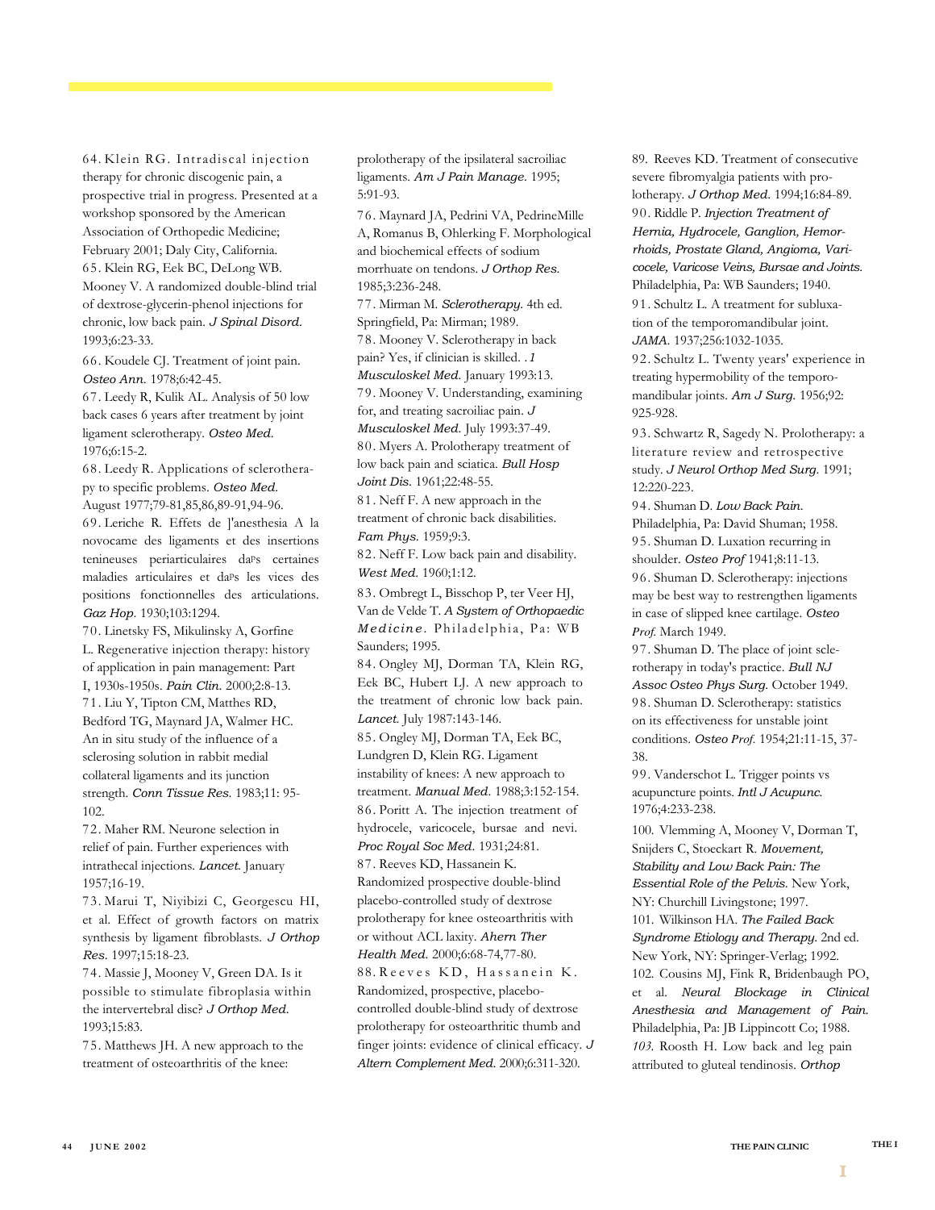64. Klein RG. Intradiscal injection therapy for chronic discogenic pain, a prospective trial in progress. Presented at a workshop sponsored by the American Association of Orthopedic Medicine; February 2001; Daly City, California.

65. Klein RG, Eek BC, DeLong WB. Mooney V. A randomized double-blind trial of dextrose-glycerin-phenol injections for chronic, low back pain. *J Spinal Disord.* 1993;6:23-33.

66. Koudele CJ. Treatment of joint pain. *Osteo Ann.* 1978;6:42-45.

67. Leedy R, Kulik AL. Analysis of 50 low back cases 6 years after treatment by joint ligament sclerotherapy. *Osteo Med.* 1976;6:15-2.

68. Leedy R. Applications of sclerotherapy to specific problems. *Osteo Med.* August 1977;79-81,85,86,89-91,94-96.

69. Leriche R. Effets de ]'anesthesia A la novocame des ligaments et des insertions tenineuses periarticulaires daps certaines maladies articulaires et daps les vices des positions fonctionnelles des articulations. *Gaz Hop.* 1930;103:1294.

70. Linetsky FS, Mikulinsky A, Gorfine L. Regenerative injection therapy: history of application in pain management: Part I, 1930s-1950s. *Pain Clin.* 2000;2:8-13.

71. Liu Y, Tipton CM, Matthes RD, Bedford TG, Maynard JA, Walmer HC. An in situ study of the influence of a sclerosing solution in rabbit medial collateral ligaments and its junction strength. *Conn Tissue Res.* 1983;11: 95-102.

72. Maher RM. Neurone selection in relief of pain. Further experiences with intrathecal injections. *Lancet.* January 1957;16-19.

73. Marui T, Niyibizi C, Georgescu HI, et al. Effect of growth factors on matrix synthesis by ligament fibroblasts. *J Orthop Res.* 1997;15:18-23.

74. Massie J, Mooney V, Green DA. Is it possible to stimulate fibroplasia within the intervertebral disc? *J Orthop Med.* 1993;15:83.

75. Matthews JH. A new approach to the treatment of osteoarthritis of the knee: prolotherapy of the ipsilateral sacroiliac ligaments. *Am J Pain Manage.* 1995; 5:91-93.

76. Maynard JA, Pedrini VA, PedrineMille A, Romanus B, Ohlerking F. Morphological and biochemical effects of sodium morrhuate on tendons. *J Orthop Res.* 1985;3:236-248.

77. Mirman M. *Sclerotherapy.* 4th ed. Springfield, Pa: Mirman; 1989.

78. Mooney V. Sclerotherapy in back pain? Yes, if clinician is skilled. *.1 Musculoskel Med.* January 1993:13.

79. Mooney V. Understanding, examining for, and treating sacroiliac pain. *J Musculoskel Med.* July 1993:37-49.

80. Myers A. Prolotherapy treatment of low back pain and sciatica. *Bull Hosp Joint Dis.* 1961;22:48-55.

81. Neff F. A new approach in the treatment of chronic back disabilities. *Fam Phys.* 1959;9:3.

82. Neff F. Low back pain and disability. *West Med.* 1960;1:12.

83. Ombregt L, Bisschop P, ter Veer HJ, Van de Velde T. *A System of Orthopaedic Medicine.* Philadelphia, Pa: WB Saunders; 1995.

84. Ongley MJ, Dorman TA, Klein RG, Eek BC, Hubert LJ. A new approach to the treatment of chronic low back pain. *Lancet.* July 1987:143-146.

85. Ongley MJ, Dorman TA, Eek BC, Lundgren D, Klein RG. Ligament instability of knees: A new approach to treatment. *Manual Med.* 1988;3:152-154.

86. Poritt A. The injection treatment of hydrocele, varicocele, bursae and nevi. *Proc Royal Soc Med.* 1931;24:81.

87. Reeves KD, Hassanein K. Randomized prospective double-blind placebo-controlled study of dextrose prolotherapy for knee osteoarthritis with or without ACL laxity. *Ahern Ther Health Med.* 2000;6:68-74,77-80.

88. Reeves KD, Hassanein K. Randomized, prospective, placebo-controlled double-blind study of dextrose prolotherapy for osteoarthritic thumb and finger joints: evidence of clinical efficacy. *J Altern Complement Med.* 2000;6:311-320.

89. Reeves KD. Treatment of consecutive severe fibromyalgia patients with prolotherapy. *J Orthop Med.* 1994;16:84-89.

90. Riddle P. *Injection Treatment of Hernia, Hydrocele, Ganglion, Hemorrhoids, Prostate Gland, Angioma, Varicocele, Varicose Veins, Bursae and Joints.* Philadelphia, Pa: WB Saunders; 1940.

91. Schultz L. A treatment for subluxation of the temporomandibular joint. *JAMA.* 1937;256:1032-1035.

92. Schultz L. Twenty years' experience in treating hypermobility of the temporomandibular joints. *Am J Surg.* 1956;92: 925-928.

93. Schwartz R, Sagedy N. Prolotherapy: a literature review and retrospective study. *J Neurol Orthop Med Surg.* 1991; 12:220-223.

94. Shuman D. *Low Back Pain.* Philadelphia, Pa: David Shuman; 1958.

95. Shuman D. Luxation recurring in shoulder. *Osteo Prof* 1941;8:11-13.

96. Shuman D. Sclerotherapy: injections may be best way to restrengthen ligaments in case of slipped knee cartilage. *Osteo Prof.* March 1949.

97. Shuman D. The place of joint sclerotherapy in today's practice. *Bull NJ Assoc Osteo Phys Surg.* October 1949.

98. Shuman D. Sclerotherapy: statistics on its effectiveness for unstable joint conditions. *Osteo Prof.* 1954;21:11-15, 37-38.

99. Vanderschot L. Trigger points vs acupuncture points. *Intl J Acupunc.* 1976;4:233-238.

100. Vlemming A, Mooney V, Dorman T, Snijders C, Stoeckart R. *Movement, Stability and Low Back Pain: The Essential Role of the Pelvis.* New York, NY: Churchill Livingstone; 1997.

101. Wilkinson HA. *The Failed Back Syndrome Etiology and Therapy.* 2nd ed. New York, NY: Springer-Verlag; 1992.

102. Cousins MJ, Fink R, Bridenbaugh PO, et al. *Neural Blockage in Clinical Anesthesia and Management of Pain.* Philadelphia, Pa: JB Lippincott Co; 1988.

103. Roosth H. Low back and leg pain attributed to gluteal tendinosis. *Orthop*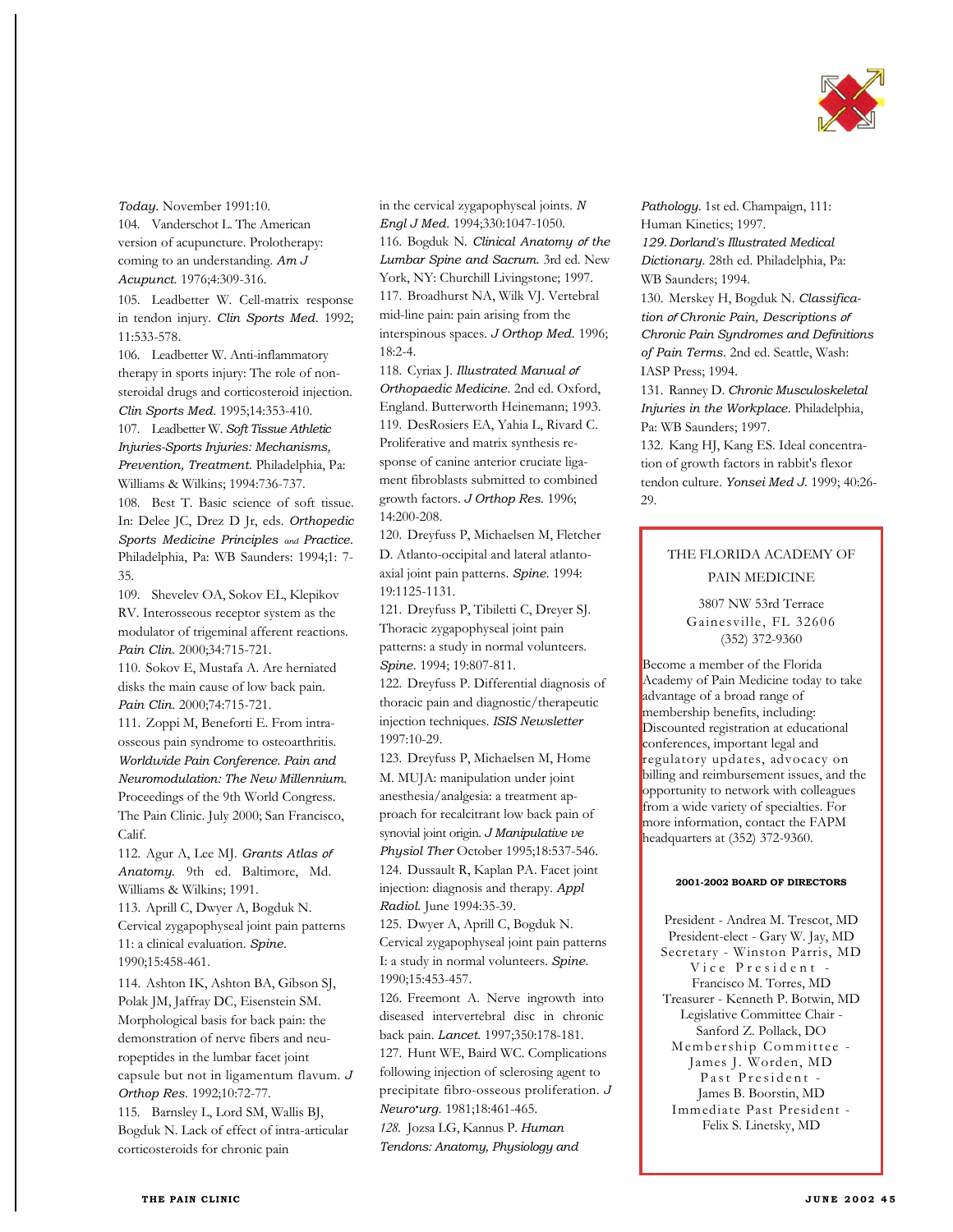*Today.* November 1991:10.

104. Vanderschot L. The American version of acupuncture. Prolotherapy: coming to an understanding. *Am J Acupunct.* 1976;4:309-316.

105. Leadbetter W. Cell-matrix response in tendon injury. *Clin Sports Med.* 1992; 11:533-578.

106. Leadbetter W. Anti-inflammatory therapy in sports injury: The role of non-steroidal drugs and corticosteroid injection. *Clin Sports Med.* 1995;14:353-410.

107. Leadbetter W. *Soft Tissue Athletic Injuries-Sports Injuries: Mechanisms, Prevention, Treatment.* Philadelphia, Pa: Williams & Wilkins; 1994:736-737.

108. Best T. Basic science of soft tissue. In: Delee JC, Drez D Jr, eds. *Orthopedic Sports Medicine Principles and Practice.* Philadelphia, Pa: WB Saunders: 1994;1: 7-35.

109. Shevelev OA, Sokov EL, Klepikov RV. Interosseous receptor system as the modulator of trigeminal afferent reactions. *Pain Clin.* 2000;34:715-721.

110. Sokov E, Mustafa A. Are herniated disks the main cause of low back pain. *Pain Clin.* 2000;74:715-721.

111. Zoppi M, Beneforti E. From intra-osseous pain syndrome to osteoarthritis. *Worldwide Pain Conference. Pain and Neuromodulation: The New Millennium.* Proceedings of the 9th World Congress. The Pain Clinic. July 2000; San Francisco, Calif.

112. Agur A, Lee MJ. *Grants Atlas of Anatomy.* 9th ed. Baltimore, Md. Williams & Wilkins; 1991.

113. Aprill C, Dwyer A, Bogduk N. Cervical zygapophyseal joint pain patterns 11: a clinical evaluation. *Spine.* 1990;15:458-461.

114. Ashton IK, Ashton BA, Gibson SJ, Polak JM, Jaffray DC, Eisenstein SM. Morphological basis for back pain: the demonstration of nerve fibers and neuropeptides in the lumbar facet joint capsule but not in ligamentum flavum. *J Orthop Res.* 1992;10:72-77.

115. Barnsley L, Lord SM, Wallis BJ, Bogduk N. Lack of effect of intra-articular corticosteroids for chronic pain in the cervical zygapophyseal joints. *N Engl J Med.* 1994;330:1047-1050.

116. Bogduk N. *Clinical Anatomy of the Lumbar Spine and Sacrum.* 3rd ed. New York, NY: Churchill Livingstone; 1997.

117. Broadhurst NA, Wilk VJ. Vertebral mid-line pain: pain arising from the interspinous spaces. *J Orthop Med.* 1996; 18:2-4.

118. Cyriax J. *Illustrated Manual of Orthopaedic Medicine.* 2nd ed. Oxford, England. Butterworth Heinemann; 1993.

119. DesRosiers EA, Yahia L, Rivard C. Proliferative and matrix synthesis response of canine anterior cruciate ligament fibroblasts submitted to combined growth factors. *J Orthop Res.* 1996; 14:200-208.

120. Dreyfuss P, Michaelsen M, Fletcher D. Atlanto-occipital and lateral atlanto-axial joint pain patterns. *Spine.* 1994: 19:1125-1131.

121. Dreyfuss P, Tibiletti C, Dreyer SJ. Thoracic zygapophyseal joint pain patterns: a study in normal volunteers. *Spine.* 1994; 19:807-811.

122. Dreyfuss P. Differential diagnosis of thoracic pain and diagnostic/therapeutic injection techniques. *ISIS Newsletter* 1997:10-29.

123. Dreyfuss P, Michaelsen M, Home M. MUJA: manipulation under joint anesthesia/analgesia: a treatment approach for recalcitrant low back pain of synovial joint origin. *J Manipulative ve Physiol Ther* October 1995;18:537-546.

124. Dussault R, Kaplan PA. Facet joint injection: diagnosis and therapy. *Appl Radiol.* June 1994:35-39.

125. Dwyer A, Aprill C, Bogduk N. Cervical zygapophyseal joint pain patterns I: a study in normal volunteers. *Spine.* 1990;15:453-457.

126. Freemont A. Nerve ingrowth into diseased intervertebral disc in chronic back pain. *Lancet.* 1997;350:178-181.

127. Hunt WE, Baird WC. Complications following injection of sclerosing agent to precipitate fibro-osseous proliferation. *J Neuro•urg.* 1981;18:461-465.

128. Jozsa LG, Kannus P. *Human Tendons: Anatomy, Physiology and Pathology.* 1st ed. Champaign, 111: Human Kinetics; 1997.

129. *Dorland's Illustrated Medical Dictionary.* 28th ed. Philadelphia, Pa: WB Saunders; 1994.

130. Merskey H, Bogduk N. *Classification of Chronic Pain, Descriptions of Chronic Pain Syndromes and Definitions of Pain Terms.* 2nd ed. Seattle, Wash: IASP Press; 1994.

131. Ranney D. *Chronic Musculoskeletal Injuries in the Workplace.* Philadelphia, Pa: WB Saunders; 1997.

132. Kang HJ, Kang ES. Ideal concentration of growth factors in rabbit's flexor tendon culture. *Yonsei Med J.* 1999; 40:26-29.

---

THE FLORIDA ACADEMY OF PAIN MEDICINE

3807 NW 53rd Terrace
Gainesville, FL 32606
(352) 372-9360

Become a member of the Florida Academy of Pain Medicine today to take advantage of a broad range of membership benefits, including: Discounted registration at educational conferences, important legal and regulatory updates, advocacy on billing and reimbursement issues, and the opportunity to network with colleagues from a wide variety of specialties. For more information, contact the FAPM headquarters at (352) 372-9360.

**2001-2002 BOARD OF DIRECTORS**

President - Andrea M. Trescot, MD
President-elect - Gary W. Jay, MD
Secretary - Winston Parris, MD
Vice President - Francisco M. Torres, MD
Treasurer - Kenneth P. Botwin, MD
Legislative Committee Chair - Sanford Z. Pollack, DO
Membership Committee - James J. Worden, MD
Past President - James B. Boorstin, MD
Immediate Past President - Felix S. Linetsky, MD